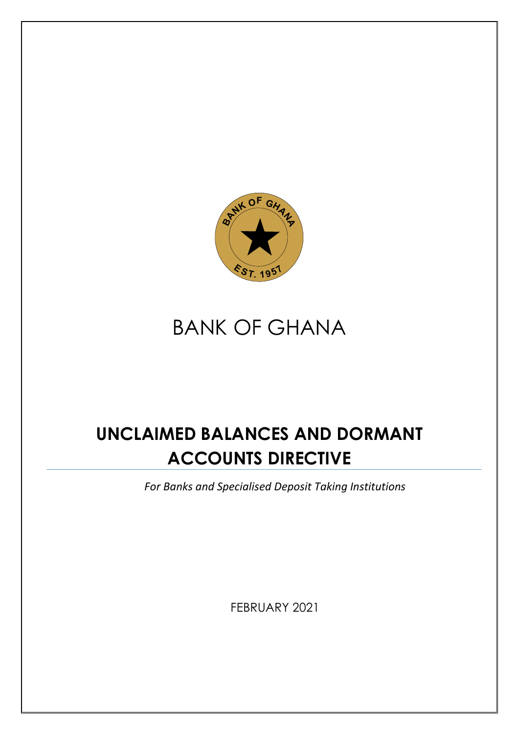# BANK OF GHANA

## UNCLAIMED BALANCES AND DORMANT ACCOUNTS DIRECTIVE

*For Banks and Specialised Deposit Taking Institutions*

FEBRUARY 2021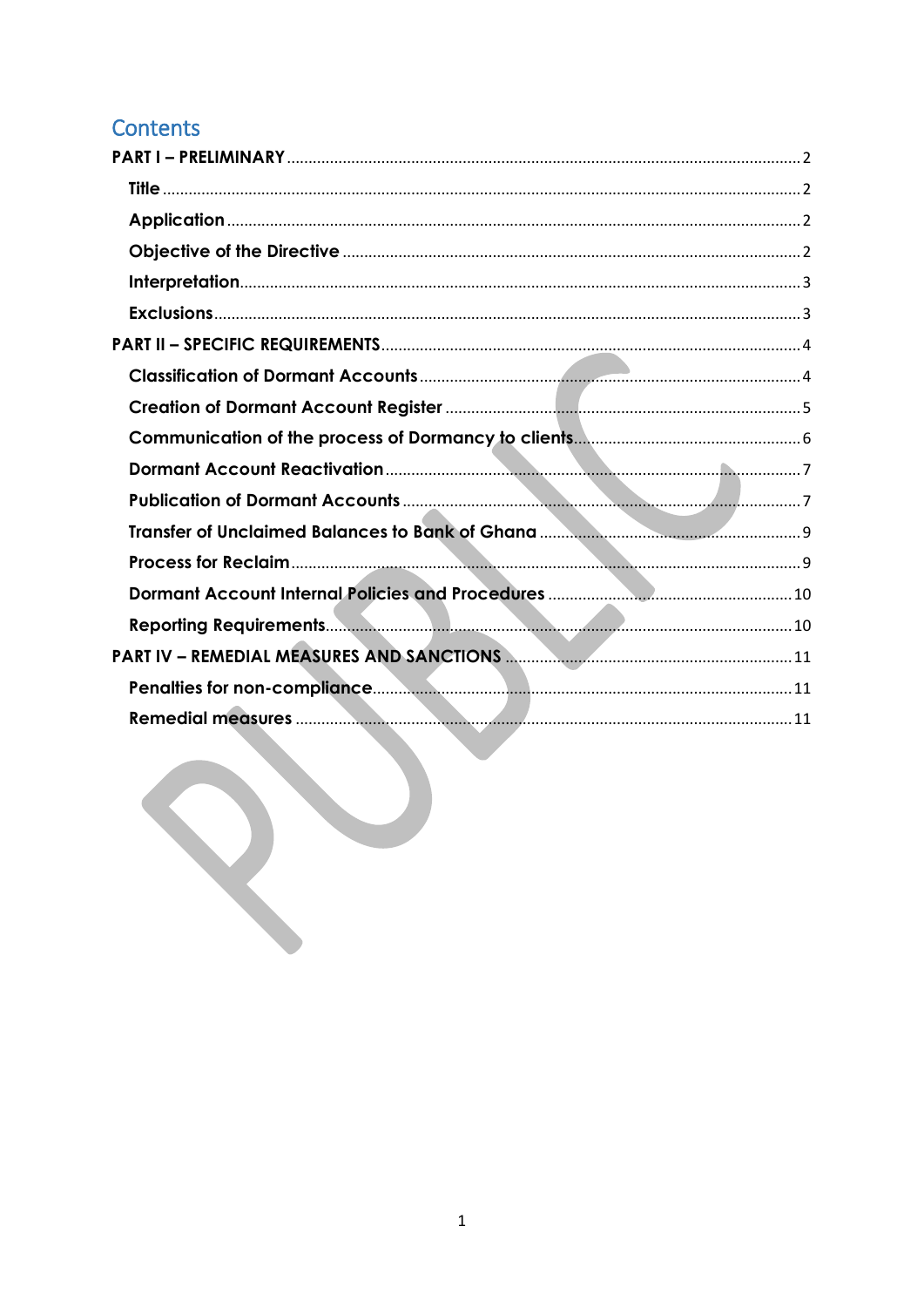# Contents

- **PART I – PRELIMINARY** ........ 2
  - **Title** ........ 2
  - **Application** ........ 2
  - **Objective of the Directive** ........ 2
  - **Interpretation** ........ 3
  - **Exclusions** ........ 3
- **PART II – SPECIFIC REQUIREMENTS** ........ 4
  - **Classification of Dormant Accounts** ........ 4
  - **Creation of Dormant Account Register** ........ 5
  - **Communication of the process of Dormancy to clients** ........ 6
  - **Dormant Account Reactivation** ........ 7
  - **Publication of Dormant Accounts** ........ 7
  - **Transfer of Unclaimed Balances to Bank of Ghana** ........ 9
  - **Process for Reclaim** ........ 9
  - **Dormant Account Internal Policies and Procedures** ........ 10
  - **Reporting Requirements** ........ 10
- **PART IV – REMEDIAL MEASURES AND SANCTIONS** ........ 11
  - **Penalties for non-compliance** ........ 11
  - **Remedial measures** ........ 11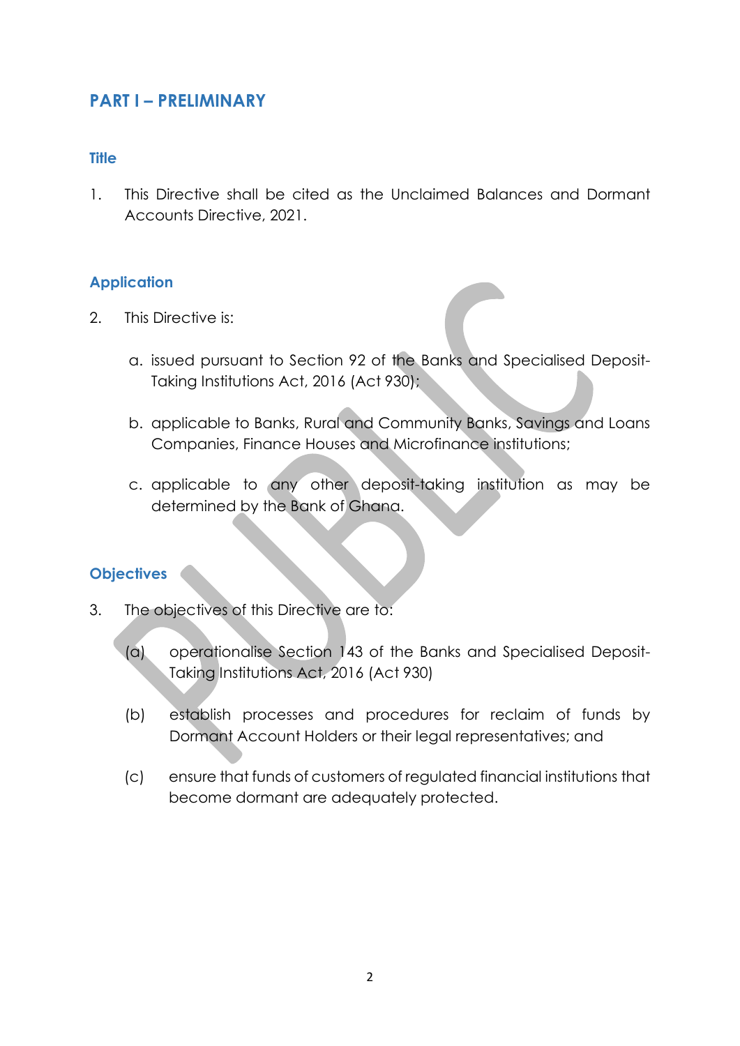## PART I – PRELIMINARY

### Title

1. This Directive shall be cited as the Unclaimed Balances and Dormant Accounts Directive, 2021.

### Application

2. This Directive is:

   a. issued pursuant to Section 92 of the Banks and Specialised Deposit-Taking Institutions Act, 2016 (Act 930);

   b. applicable to Banks, Rural and Community Banks, Savings and Loans Companies, Finance Houses and Microfinance institutions;

   c. applicable to any other deposit-taking institution as may be determined by the Bank of Ghana.

### Objectives

3. The objectives of this Directive are to:

   (a) operationalise Section 143 of the Banks and Specialised Deposit-Taking Institutions Act, 2016 (Act 930)

   (b) establish processes and procedures for reclaim of funds by Dormant Account Holders or their legal representatives; and

   (c) ensure that funds of customers of regulated financial institutions that become dormant are adequately protected.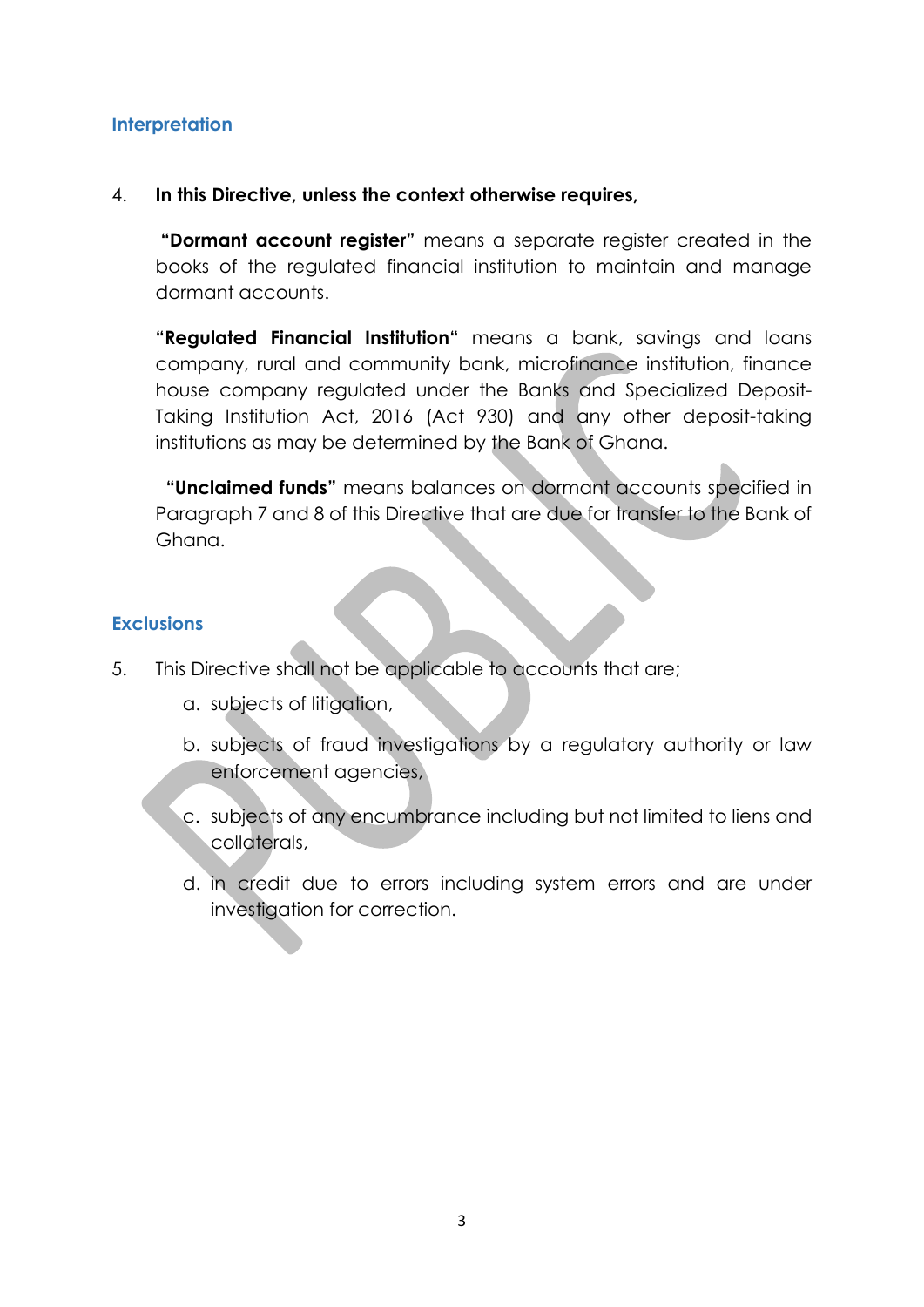## Interpretation

4. **In this Directive, unless the context otherwise requires,**

   **"Dormant account register"** means a separate register created in the books of the regulated financial institution to maintain and manage dormant accounts.

   **"Regulated Financial Institution"** means a bank, savings and loans company, rural and community bank, microfinance institution, finance house company regulated under the Banks and Specialized Deposit-Taking Institution Act, 2016 (Act 930) and any other deposit-taking institutions as may be determined by the Bank of Ghana.

   **"Unclaimed funds"** means balances on dormant accounts specified in Paragraph 7 and 8 of this Directive that are due for transfer to the Bank of Ghana.

## Exclusions

5. This Directive shall not be applicable to accounts that are;

   a. subjects of litigation,

   b. subjects of fraud investigations by a regulatory authority or law enforcement agencies,

   c. subjects of any encumbrance including but not limited to liens and collaterals,

   d. in credit due to errors including system errors and are under investigation for correction.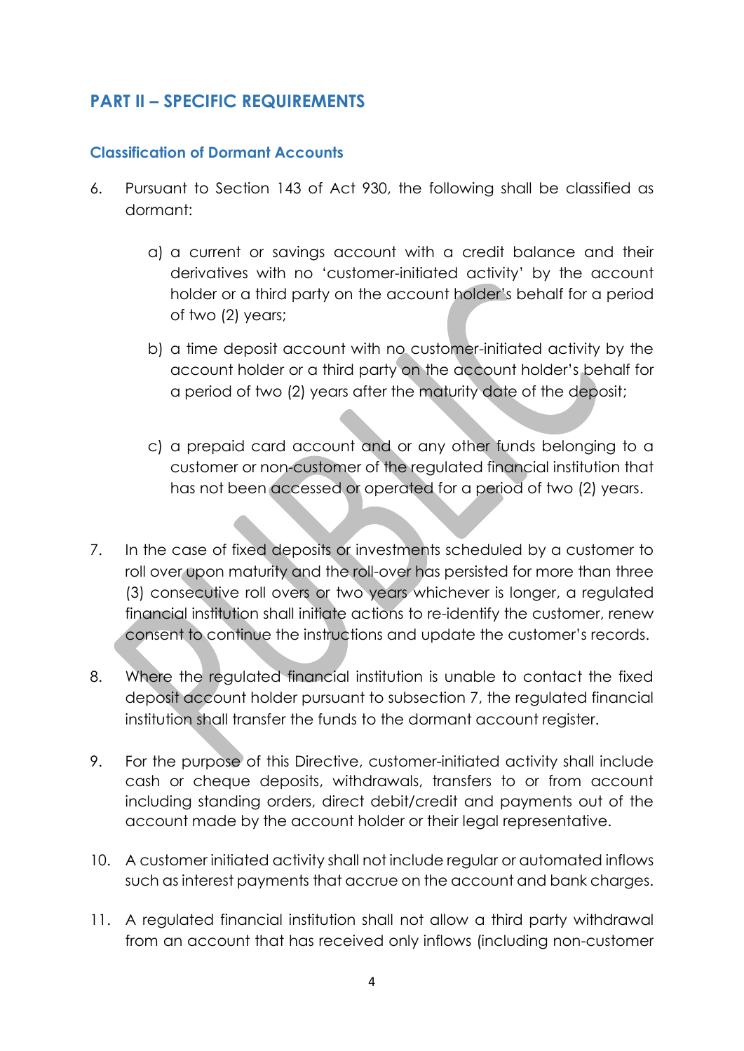## PART II – SPECIFIC REQUIREMENTS

### Classification of Dormant Accounts

6. Pursuant to Section 143 of Act 930, the following shall be classified as dormant:

   a) a current or savings account with a credit balance and their derivatives with no 'customer-initiated activity' by the account holder or a third party on the account holder's behalf for a period of two (2) years;

   b) a time deposit account with no customer-initiated activity by the account holder or a third party on the account holder's behalf for a period of two (2) years after the maturity date of the deposit;

   c) a prepaid card account and or any other funds belonging to a customer or non-customer of the regulated financial institution that has not been accessed or operated for a period of two (2) years.

7. In the case of fixed deposits or investments scheduled by a customer to roll over upon maturity and the roll-over has persisted for more than three (3) consecutive roll overs or two years whichever is longer, a regulated financial institution shall initiate actions to re-identify the customer, renew consent to continue the instructions and update the customer's records.

8. Where the regulated financial institution is unable to contact the fixed deposit account holder pursuant to subsection 7, the regulated financial institution shall transfer the funds to the dormant account register.

9. For the purpose of this Directive, customer-initiated activity shall include cash or cheque deposits, withdrawals, transfers to or from account including standing orders, direct debit/credit and payments out of the account made by the account holder or their legal representative.

10. A customer initiated activity shall not include regular or automated inflows such as interest payments that accrue on the account and bank charges.

11. A regulated financial institution shall not allow a third party withdrawal from an account that has received only inflows (including non-customer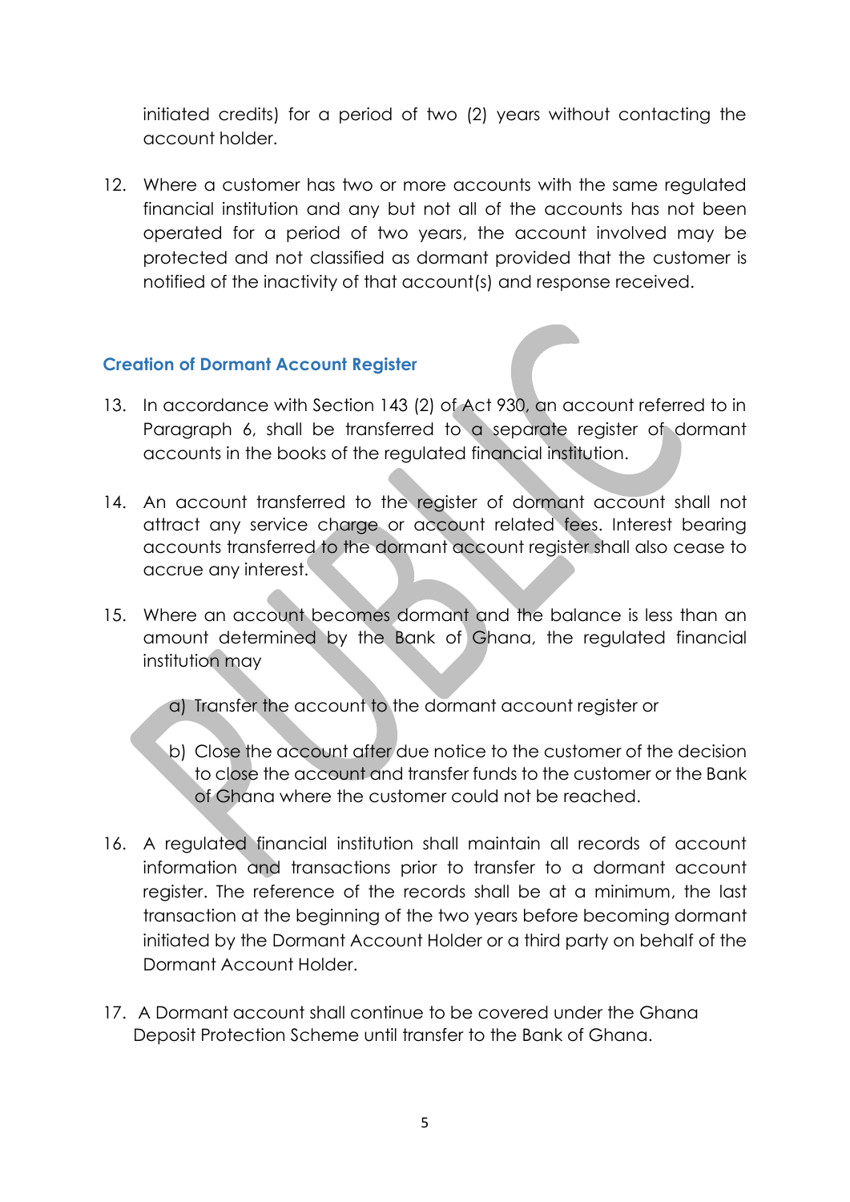initiated credits) for a period of two (2) years without contacting the account holder.

12. Where a customer has two or more accounts with the same regulated financial institution and any but not all of the accounts has not been operated for a period of two years, the account involved may be protected and not classified as dormant provided that the customer is notified of the inactivity of that account(s) and response received.

### Creation of Dormant Account Register

13. In accordance with Section 143 (2) of Act 930, an account referred to in Paragraph 6, shall be transferred to a separate register of dormant accounts in the books of the regulated financial institution.

14. An account transferred to the register of dormant account shall not attract any service charge or account related fees. Interest bearing accounts transferred to the dormant account register shall also cease to accrue any interest.

15. Where an account becomes dormant and the balance is less than an amount determined by the Bank of Ghana, the regulated financial institution may

    a) Transfer the account to the dormant account register or

    b) Close the account after due notice to the customer of the decision to close the account and transfer funds to the customer or the Bank of Ghana where the customer could not be reached.

16. A regulated financial institution shall maintain all records of account information and transactions prior to transfer to a dormant account register. The reference of the records shall be at a minimum, the last transaction at the beginning of the two years before becoming dormant initiated by the Dormant Account Holder or a third party on behalf of the Dormant Account Holder.

17. A Dormant account shall continue to be covered under the Ghana Deposit Protection Scheme until transfer to the Bank of Ghana.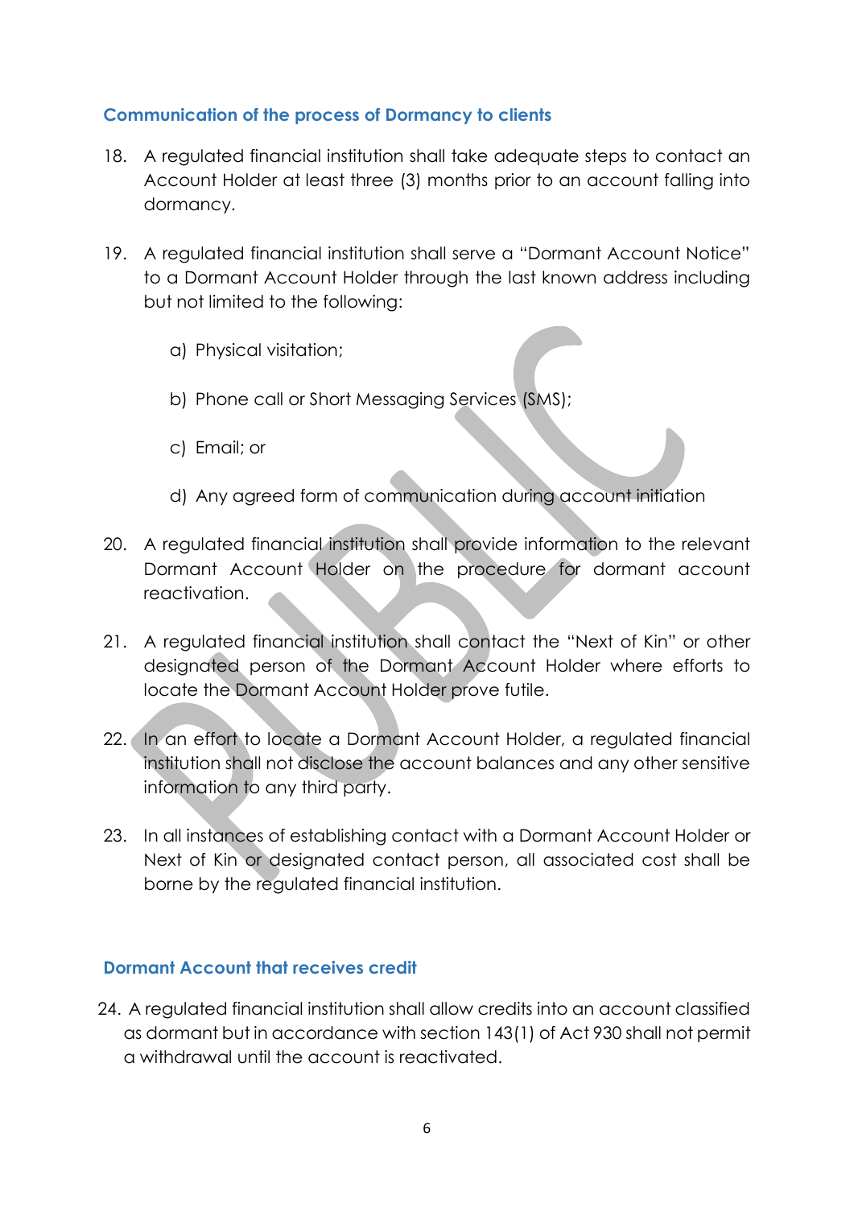## Communication of the process of Dormancy to clients

18. A regulated financial institution shall take adequate steps to contact an Account Holder at least three (3) months prior to an account falling into dormancy.

19. A regulated financial institution shall serve a "Dormant Account Notice" to a Dormant Account Holder through the last known address including but not limited to the following:

    a) Physical visitation;

    b) Phone call or Short Messaging Services (SMS);

    c) Email; or

    d) Any agreed form of communication during account initiation

20. A regulated financial institution shall provide information to the relevant Dormant Account Holder on the procedure for dormant account reactivation.

21. A regulated financial institution shall contact the "Next of Kin" or other designated person of the Dormant Account Holder where efforts to locate the Dormant Account Holder prove futile.

22. In an effort to locate a Dormant Account Holder, a regulated financial institution shall not disclose the account balances and any other sensitive information to any third party.

23. In all instances of establishing contact with a Dormant Account Holder or Next of Kin or designated contact person, all associated cost shall be borne by the regulated financial institution.

## Dormant Account that receives credit

24. A regulated financial institution shall allow credits into an account classified as dormant but in accordance with section 143(1) of Act 930 shall not permit a withdrawal until the account is reactivated.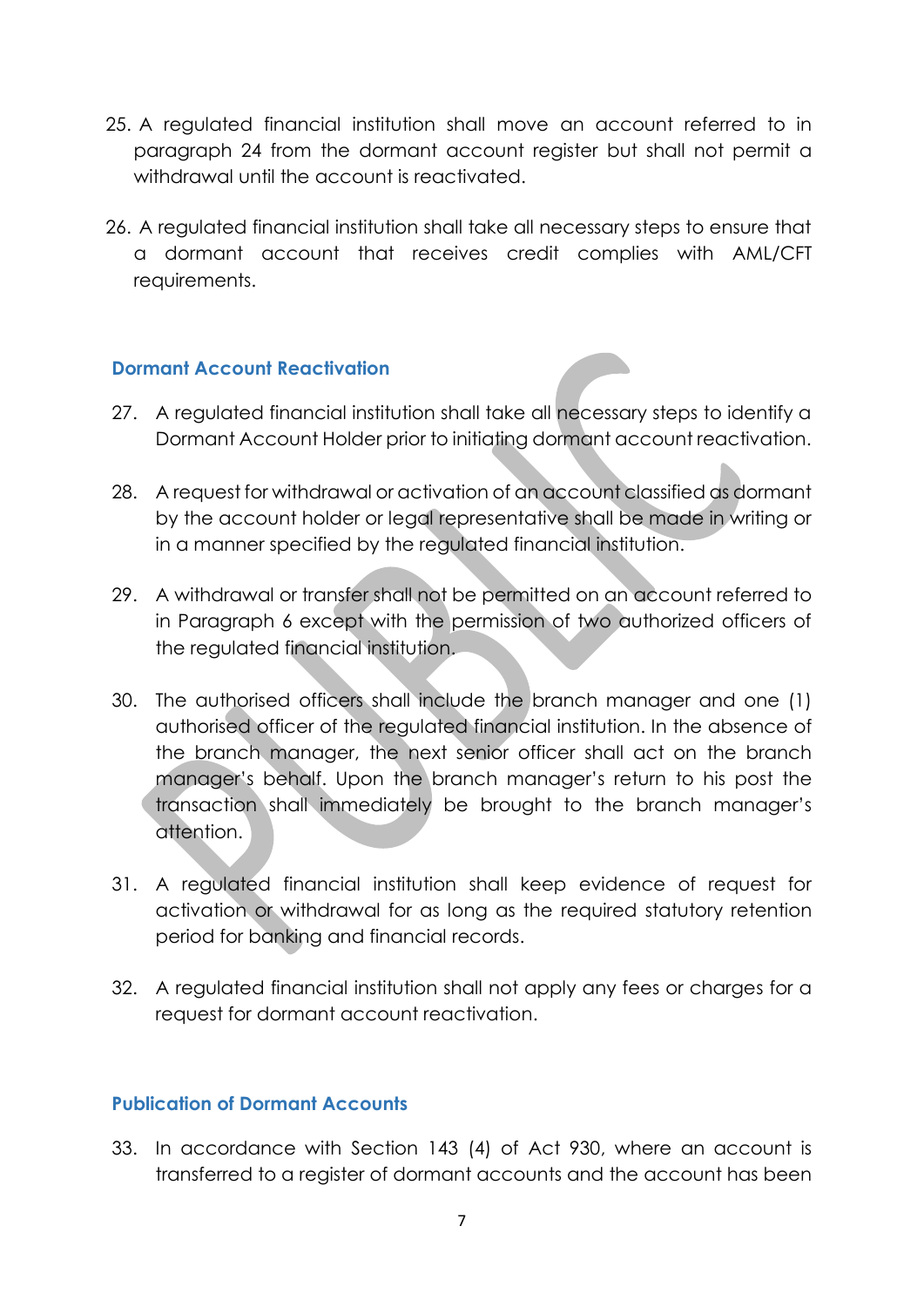25. A regulated financial institution shall move an account referred to in paragraph 24 from the dormant account register but shall not permit a withdrawal until the account is reactivated.

26. A regulated financial institution shall take all necessary steps to ensure that a dormant account that receives credit complies with AML/CFT requirements.

### Dormant Account Reactivation

27. A regulated financial institution shall take all necessary steps to identify a Dormant Account Holder prior to initiating dormant account reactivation.

28. A request for withdrawal or activation of an account classified as dormant by the account holder or legal representative shall be made in writing or in a manner specified by the regulated financial institution.

29. A withdrawal or transfer shall not be permitted on an account referred to in Paragraph 6 except with the permission of two authorized officers of the regulated financial institution.

30. The authorised officers shall include the branch manager and one (1) authorised officer of the regulated financial institution. In the absence of the branch manager, the next senior officer shall act on the branch manager's behalf. Upon the branch manager's return to his post the transaction shall immediately be brought to the branch manager's attention.

31. A regulated financial institution shall keep evidence of request for activation or withdrawal for as long as the required statutory retention period for banking and financial records.

32. A regulated financial institution shall not apply any fees or charges for a request for dormant account reactivation.

### Publication of Dormant Accounts

33. In accordance with Section 143 (4) of Act 930, where an account is transferred to a register of dormant accounts and the account has been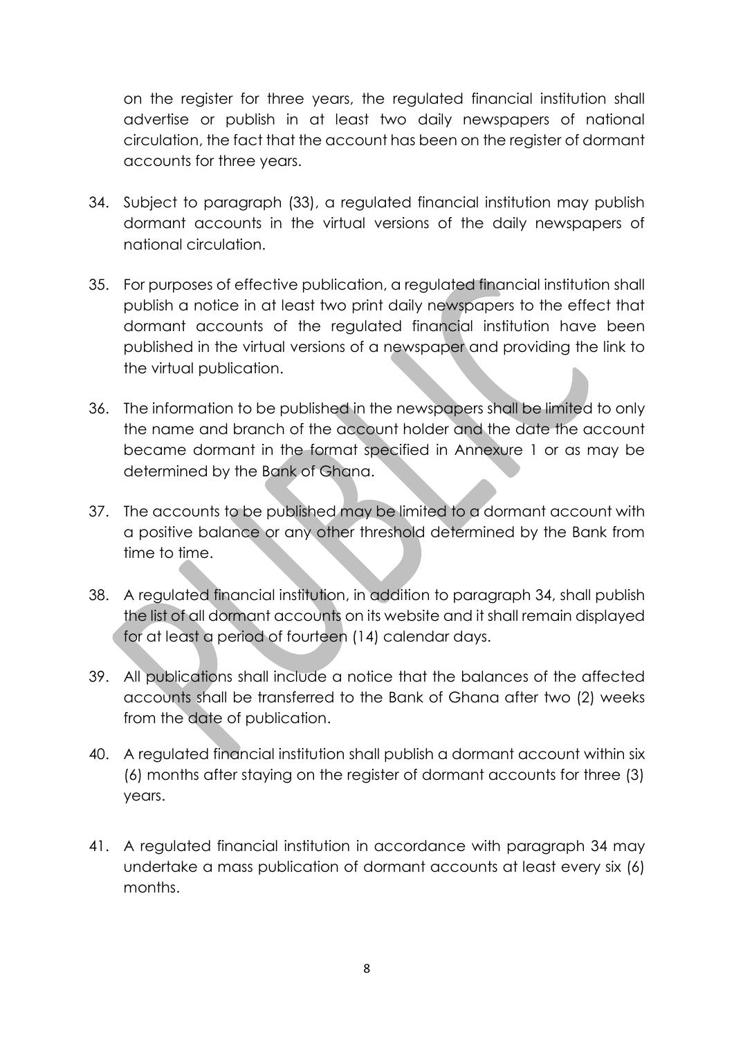on the register for three years, the regulated financial institution shall advertise or publish in at least two daily newspapers of national circulation, the fact that the account has been on the register of dormant accounts for three years.

34. Subject to paragraph (33), a regulated financial institution may publish dormant accounts in the virtual versions of the daily newspapers of national circulation.

35. For purposes of effective publication, a regulated financial institution shall publish a notice in at least two print daily newspapers to the effect that dormant accounts of the regulated financial institution have been published in the virtual versions of a newspaper and providing the link to the virtual publication.

36. The information to be published in the newspapers shall be limited to only the name and branch of the account holder and the date the account became dormant in the format specified in Annexure 1 or as may be determined by the Bank of Ghana.

37. The accounts to be published may be limited to a dormant account with a positive balance or any other threshold determined by the Bank from time to time.

38. A regulated financial institution, in addition to paragraph 34, shall publish the list of all dormant accounts on its website and it shall remain displayed for at least a period of fourteen (14) calendar days.

39. All publications shall include a notice that the balances of the affected accounts shall be transferred to the Bank of Ghana after two (2) weeks from the date of publication.

40. A regulated financial institution shall publish a dormant account within six (6) months after staying on the register of dormant accounts for three (3) years.

41. A regulated financial institution in accordance with paragraph 34 may undertake a mass publication of dormant accounts at least every six (6) months.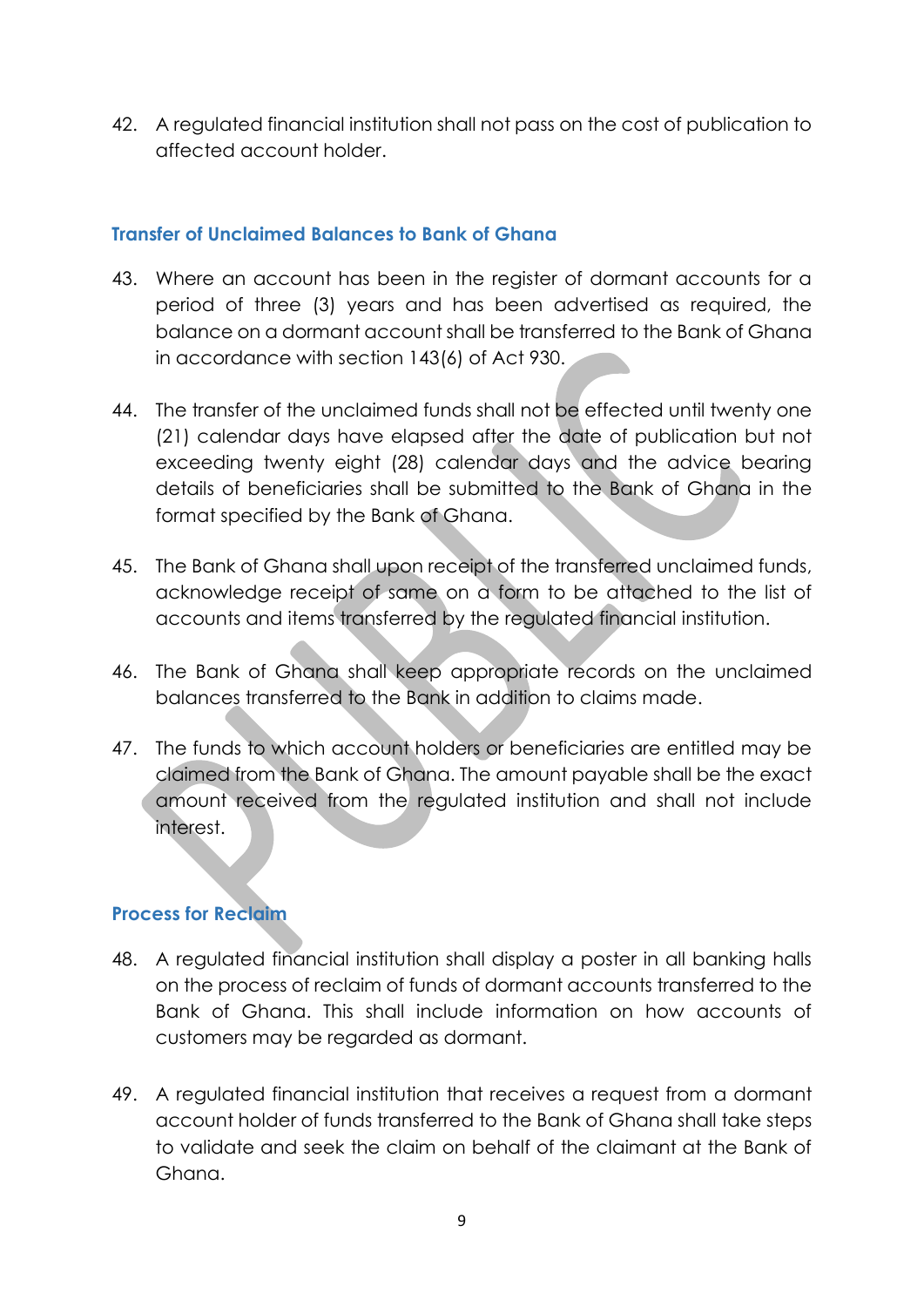42. A regulated financial institution shall not pass on the cost of publication to affected account holder.

### Transfer of Unclaimed Balances to Bank of Ghana

43. Where an account has been in the register of dormant accounts for a period of three (3) years and has been advertised as required, the balance on a dormant account shall be transferred to the Bank of Ghana in accordance with section 143(6) of Act 930.

44. The transfer of the unclaimed funds shall not be effected until twenty one (21) calendar days have elapsed after the date of publication but not exceeding twenty eight (28) calendar days and the advice bearing details of beneficiaries shall be submitted to the Bank of Ghana in the format specified by the Bank of Ghana.

45. The Bank of Ghana shall upon receipt of the transferred unclaimed funds, acknowledge receipt of same on a form to be attached to the list of accounts and items transferred by the regulated financial institution.

46. The Bank of Ghana shall keep appropriate records on the unclaimed balances transferred to the Bank in addition to claims made.

47. The funds to which account holders or beneficiaries are entitled may be claimed from the Bank of Ghana. The amount payable shall be the exact amount received from the regulated institution and shall not include interest.

### Process for Reclaim

48. A regulated financial institution shall display a poster in all banking halls on the process of reclaim of funds of dormant accounts transferred to the Bank of Ghana. This shall include information on how accounts of customers may be regarded as dormant.

49. A regulated financial institution that receives a request from a dormant account holder of funds transferred to the Bank of Ghana shall take steps to validate and seek the claim on behalf of the claimant at the Bank of Ghana.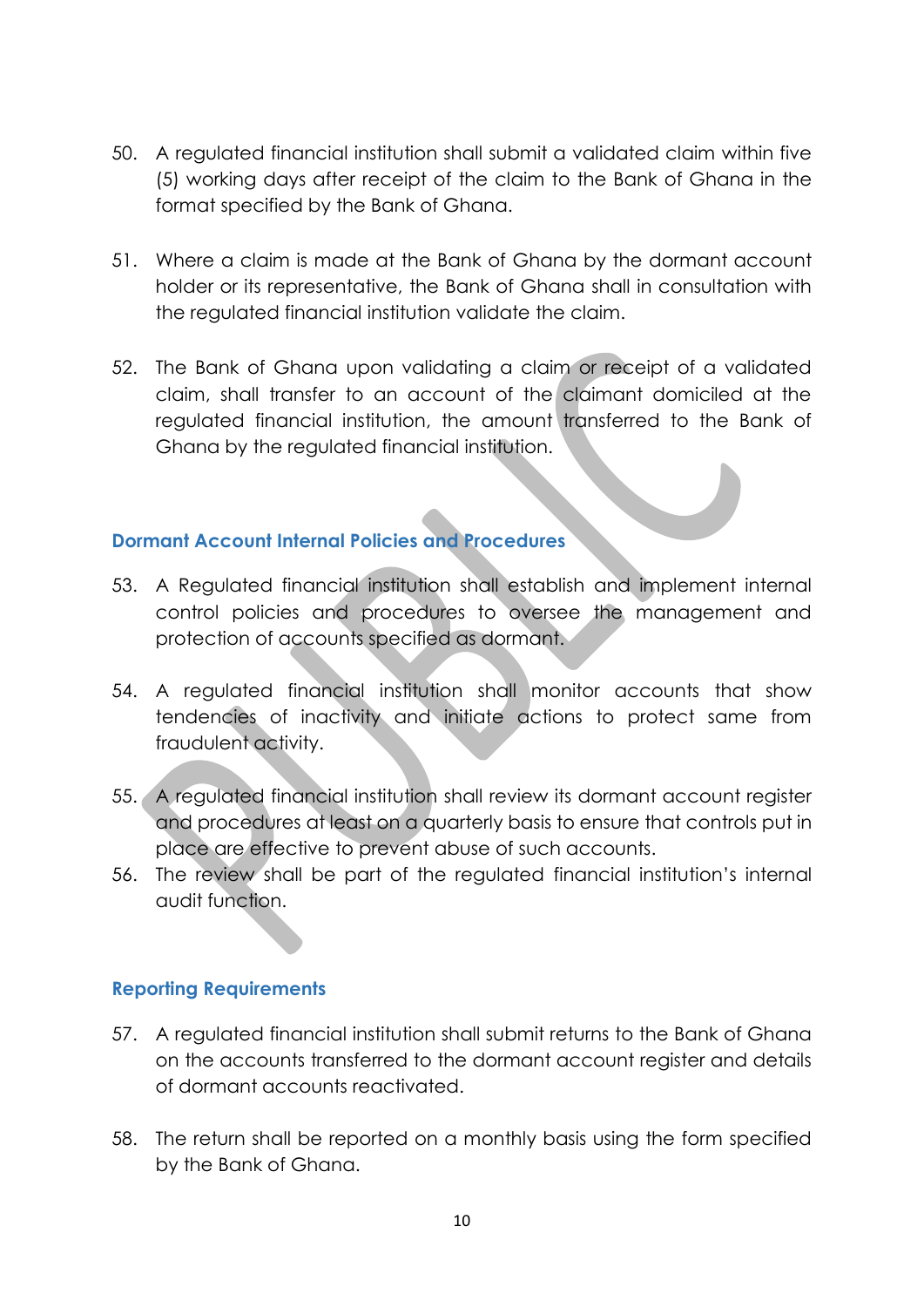50. A regulated financial institution shall submit a validated claim within five (5) working days after receipt of the claim to the Bank of Ghana in the format specified by the Bank of Ghana.

51. Where a claim is made at the Bank of Ghana by the dormant account holder or its representative, the Bank of Ghana shall in consultation with the regulated financial institution validate the claim.

52. The Bank of Ghana upon validating a claim or receipt of a validated claim, shall transfer to an account of the claimant domiciled at the regulated financial institution, the amount transferred to the Bank of Ghana by the regulated financial institution.

## Dormant Account Internal Policies and Procedures

53. A Regulated financial institution shall establish and implement internal control policies and procedures to oversee the management and protection of accounts specified as dormant.

54. A regulated financial institution shall monitor accounts that show tendencies of inactivity and initiate actions to protect same from fraudulent activity.

55. A regulated financial institution shall review its dormant account register and procedures at least on a quarterly basis to ensure that controls put in place are effective to prevent abuse of such accounts.
56. The review shall be part of the regulated financial institution's internal audit function.

## Reporting Requirements

57. A regulated financial institution shall submit returns to the Bank of Ghana on the accounts transferred to the dormant account register and details of dormant accounts reactivated.

58. The return shall be reported on a monthly basis using the form specified by the Bank of Ghana.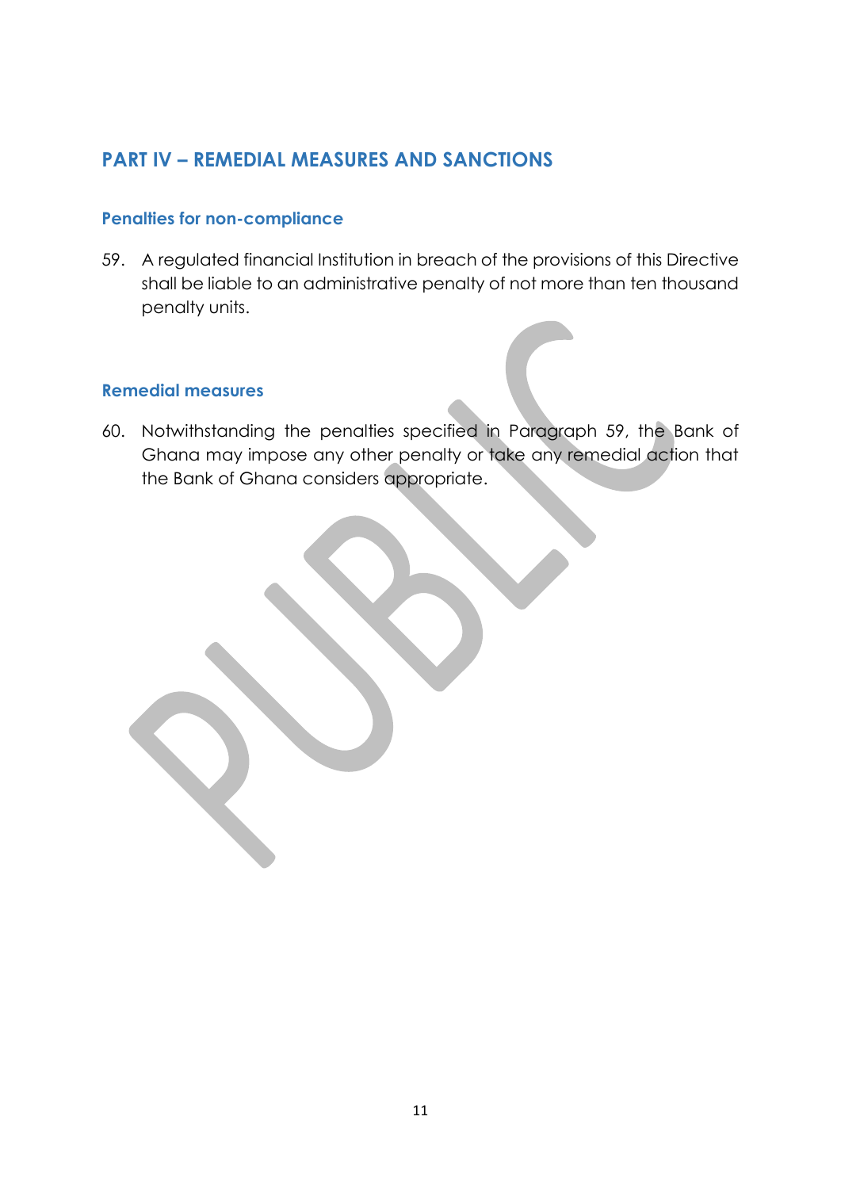## PART IV – REMEDIAL MEASURES AND SANCTIONS

### Penalties for non-compliance

59. A regulated financial Institution in breach of the provisions of this Directive shall be liable to an administrative penalty of not more than ten thousand penalty units.

### Remedial measures

60. Notwithstanding the penalties specified in Paragraph 59, the Bank of Ghana may impose any other penalty or take any remedial action that the Bank of Ghana considers appropriate.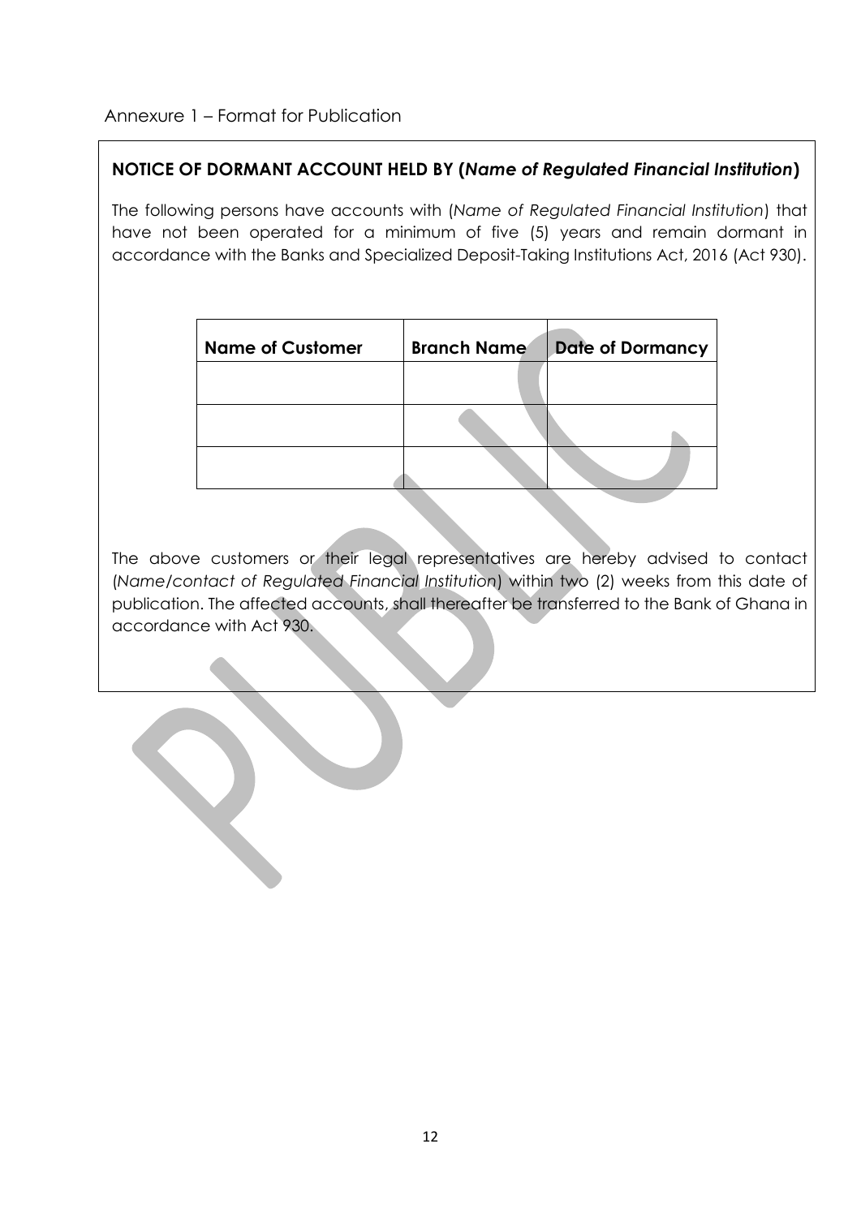Annexure 1 – Format for Publication

**NOTICE OF DORMANT ACCOUNT HELD BY (*Name of Regulated Financial Institution*)**

The following persons have accounts with (*Name of Regulated Financial Institution*) that have not been operated for a minimum of five (5) years and remain dormant in accordance with the Banks and Specialized Deposit-Taking Institutions Act, 2016 (Act 930).

| Name of Customer | Branch Name | Date of Dormancy |
| --- | --- | --- |
| | | |
| | | |
| | | |

The above customers or their legal representatives are hereby advised to contact (*Name/contact of Regulated Financial Institution*) within two (2) weeks from this date of publication. The affected accounts, shall thereafter be transferred to the Bank of Ghana in accordance with Act 930.